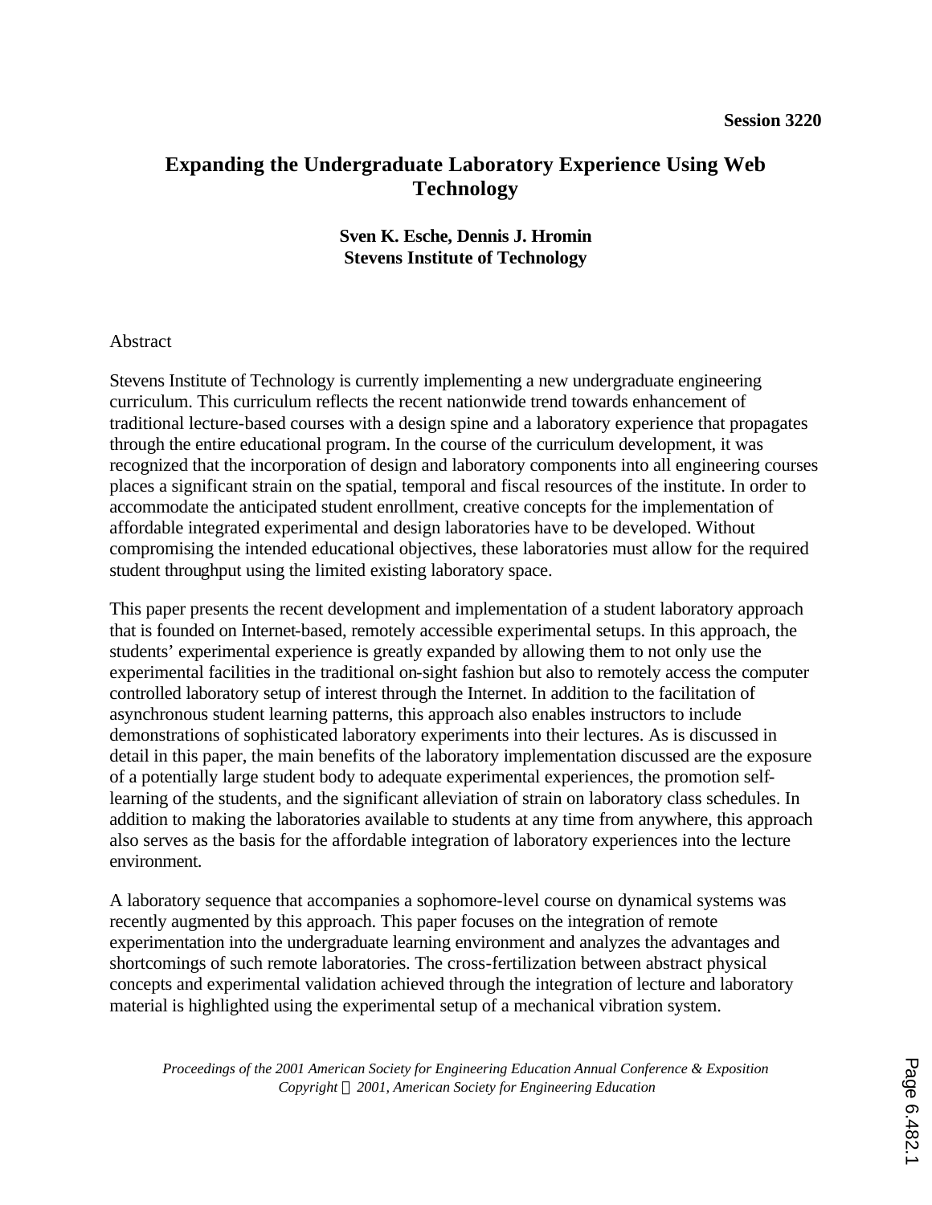Session 3220

# Expanding the Undergraduate Laboratory Experience Using Web Technology

**Sven K. Esche, Dennis J. Hromin**
**Stevens Institute of Technology**

Abstract

Stevens Institute of Technology is currently implementing a new undergraduate engineering curriculum. This curriculum reflects the recent nationwide trend towards enhancement of traditional lecture-based courses with a design spine and a laboratory experience that propagates through the entire educational program. In the course of the curriculum development, it was recognized that the incorporation of design and laboratory components into all engineering courses places a significant strain on the spatial, temporal and fiscal resources of the institute. In order to accommodate the anticipated student enrollment, creative concepts for the implementation of affordable integrated experimental and design laboratories have to be developed. Without compromising the intended educational objectives, these laboratories must allow for the required student throughput using the limited existing laboratory space.

This paper presents the recent development and implementation of a student laboratory approach that is founded on Internet-based, remotely accessible experimental setups. In this approach, the students' experimental experience is greatly expanded by allowing them to not only use the experimental facilities in the traditional on-sight fashion but also to remotely access the computer controlled laboratory setup of interest through the Internet. In addition to the facilitation of asynchronous student learning patterns, this approach also enables instructors to include demonstrations of sophisticated laboratory experiments into their lectures. As is discussed in detail in this paper, the main benefits of the laboratory implementation discussed are the exposure of a potentially large student body to adequate experimental experiences, the promotion self-learning of the students, and the significant alleviation of strain on laboratory class schedules. In addition to making the laboratories available to students at any time from anywhere, this approach also serves as the basis for the affordable integration of laboratory experiences into the lecture environment.

A laboratory sequence that accompanies a sophomore-level course on dynamical systems was recently augmented by this approach. This paper focuses on the integration of remote experimentation into the undergraduate learning environment and analyzes the advantages and shortcomings of such remote laboratories. The cross-fertilization between abstract physical concepts and experimental validation achieved through the integration of lecture and laboratory material is highlighted using the experimental setup of a mechanical vibration system.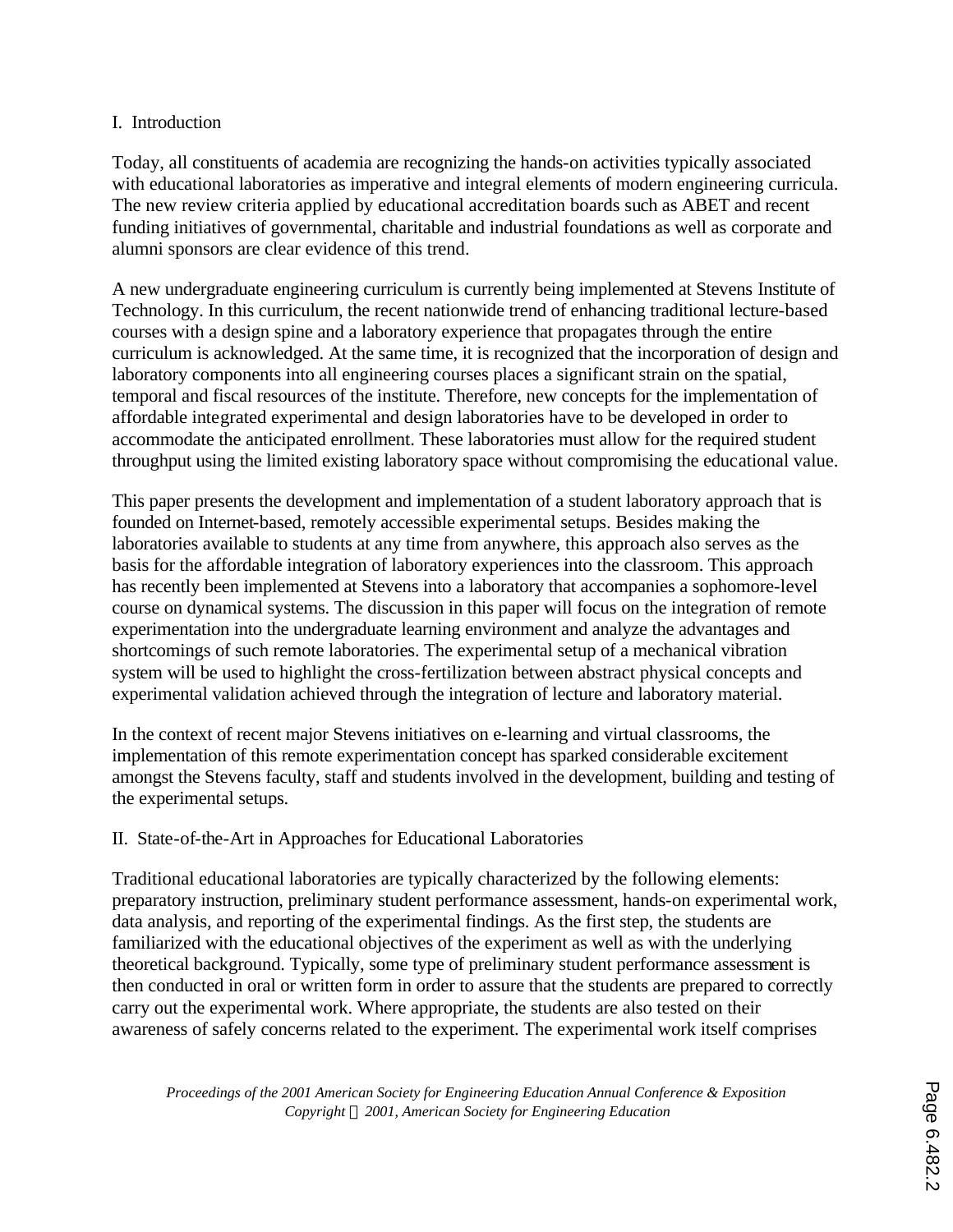## I. Introduction

Today, all constituents of academia are recognizing the hands-on activities typically associated with educational laboratories as imperative and integral elements of modern engineering curricula. The new review criteria applied by educational accreditation boards such as ABET and recent funding initiatives of governmental, charitable and industrial foundations as well as corporate and alumni sponsors are clear evidence of this trend.

A new undergraduate engineering curriculum is currently being implemented at Stevens Institute of Technology. In this curriculum, the recent nationwide trend of enhancing traditional lecture-based courses with a design spine and a laboratory experience that propagates through the entire curriculum is acknowledged. At the same time, it is recognized that the incorporation of design and laboratory components into all engineering courses places a significant strain on the spatial, temporal and fiscal resources of the institute. Therefore, new concepts for the implementation of affordable integrated experimental and design laboratories have to be developed in order to accommodate the anticipated enrollment. These laboratories must allow for the required student throughput using the limited existing laboratory space without compromising the educational value.

This paper presents the development and implementation of a student laboratory approach that is founded on Internet-based, remotely accessible experimental setups. Besides making the laboratories available to students at any time from anywhere, this approach also serves as the basis for the affordable integration of laboratory experiences into the classroom. This approach has recently been implemented at Stevens into a laboratory that accompanies a sophomore-level course on dynamical systems. The discussion in this paper will focus on the integration of remote experimentation into the undergraduate learning environment and analyze the advantages and shortcomings of such remote laboratories. The experimental setup of a mechanical vibration system will be used to highlight the cross-fertilization between abstract physical concepts and experimental validation achieved through the integration of lecture and laboratory material.

In the context of recent major Stevens initiatives on e-learning and virtual classrooms, the implementation of this remote experimentation concept has sparked considerable excitement amongst the Stevens faculty, staff and students involved in the development, building and testing of the experimental setups.

## II. State-of-the-Art in Approaches for Educational Laboratories

Traditional educational laboratories are typically characterized by the following elements: preparatory instruction, preliminary student performance assessment, hands-on experimental work, data analysis, and reporting of the experimental findings. As the first step, the students are familiarized with the educational objectives of the experiment as well as with the underlying theoretical background. Typically, some type of preliminary student performance assessment is then conducted in oral or written form in order to assure that the students are prepared to correctly carry out the experimental work. Where appropriate, the students are also tested on their awareness of safely concerns related to the experiment. The experimental work itself comprises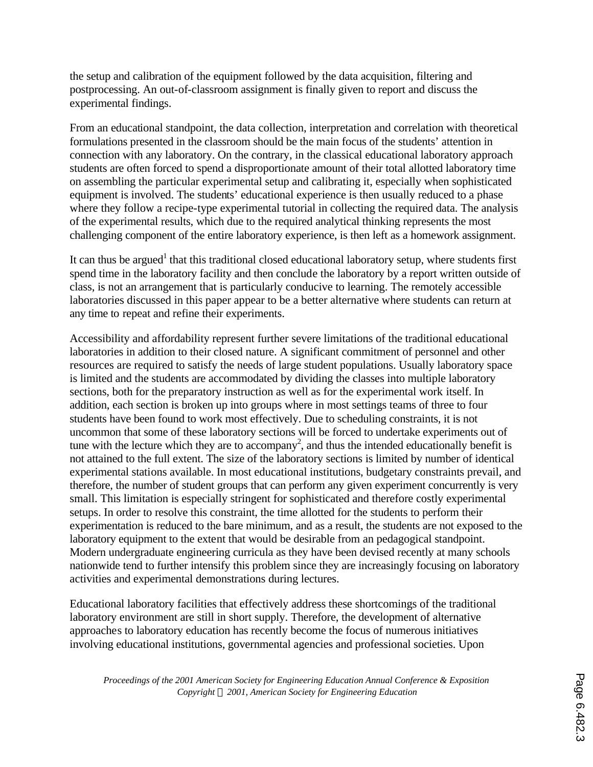the setup and calibration of the equipment followed by the data acquisition, filtering and postprocessing. An out-of-classroom assignment is finally given to report and discuss the experimental findings.

From an educational standpoint, the data collection, interpretation and correlation with theoretical formulations presented in the classroom should be the main focus of the students' attention in connection with any laboratory. On the contrary, in the classical educational laboratory approach students are often forced to spend a disproportionate amount of their total allotted laboratory time on assembling the particular experimental setup and calibrating it, especially when sophisticated equipment is involved. The students' educational experience is then usually reduced to a phase where they follow a recipe-type experimental tutorial in collecting the required data. The analysis of the experimental results, which due to the required analytical thinking represents the most challenging component of the entire laboratory experience, is then left as a homework assignment.

It can thus be argued[1] that this traditional closed educational laboratory setup, where students first spend time in the laboratory facility and then conclude the laboratory by a report written outside of class, is not an arrangement that is particularly conducive to learning. The remotely accessible laboratories discussed in this paper appear to be a better alternative where students can return at any time to repeat and refine their experiments.

Accessibility and affordability represent further severe limitations of the traditional educational laboratories in addition to their closed nature. A significant commitment of personnel and other resources are required to satisfy the needs of large student populations. Usually laboratory space is limited and the students are accommodated by dividing the classes into multiple laboratory sections, both for the preparatory instruction as well as for the experimental work itself. In addition, each section is broken up into groups where in most settings teams of three to four students have been found to work most effectively. Due to scheduling constraints, it is not uncommon that some of these laboratory sections will be forced to undertake experiments out of tune with the lecture which they are to accompany[2], and thus the intended educationally benefit is not attained to the full extent. The size of the laboratory sections is limited by number of identical experimental stations available. In most educational institutions, budgetary constraints prevail, and therefore, the number of student groups that can perform any given experiment concurrently is very small. This limitation is especially stringent for sophisticated and therefore costly experimental setups. In order to resolve this constraint, the time allotted for the students to perform their experimentation is reduced to the bare minimum, and as a result, the students are not exposed to the laboratory equipment to the extent that would be desirable from an pedagogical standpoint. Modern undergraduate engineering curricula as they have been devised recently at many schools nationwide tend to further intensify this problem since they are increasingly focusing on laboratory activities and experimental demonstrations during lectures.

Educational laboratory facilities that effectively address these shortcomings of the traditional laboratory environment are still in short supply. Therefore, the development of alternative approaches to laboratory education has recently become the focus of numerous initiatives involving educational institutions, governmental agencies and professional societies. Upon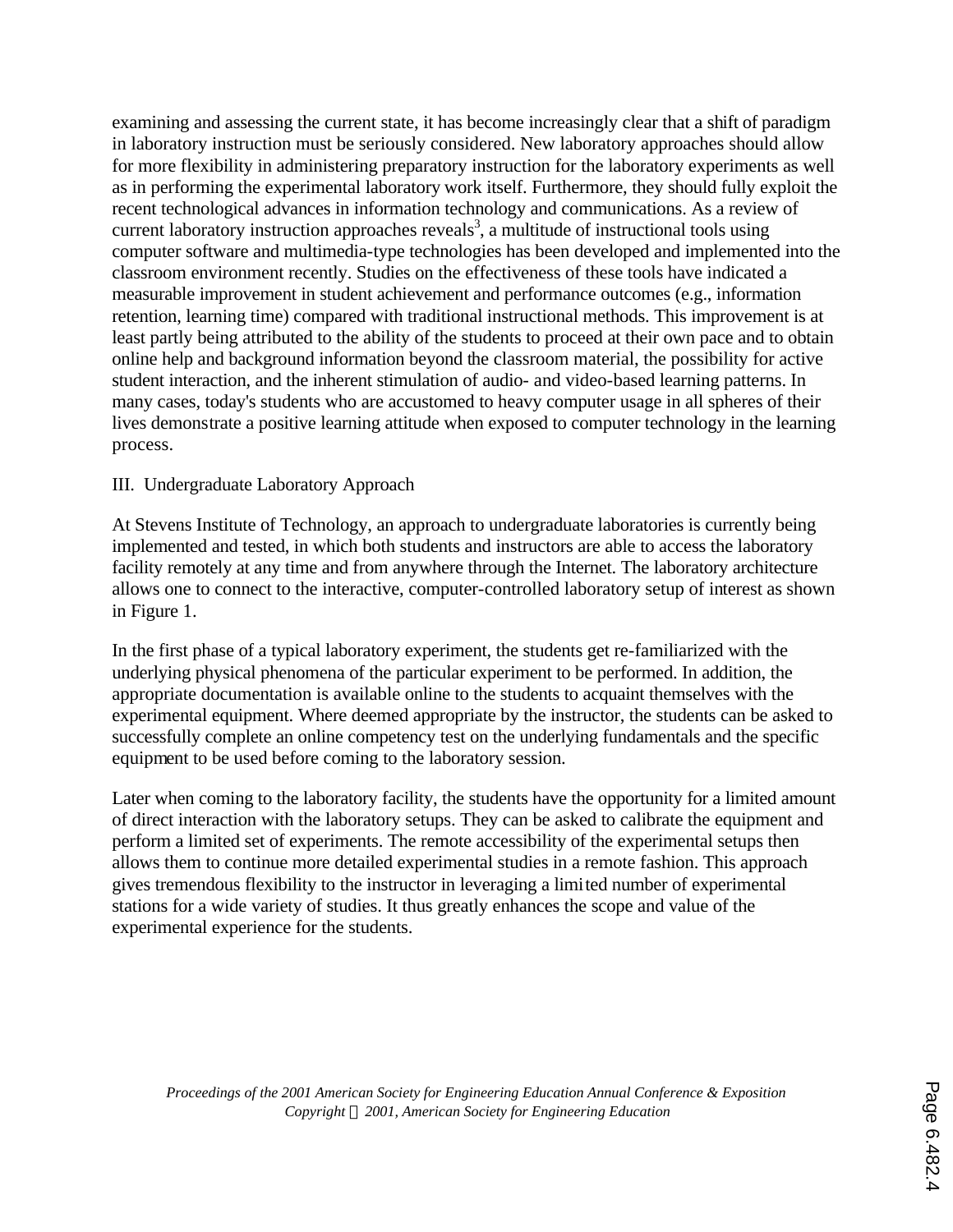examining and assessing the current state, it has become increasingly clear that a shift of paradigm in laboratory instruction must be seriously considered. New laboratory approaches should allow for more flexibility in administering preparatory instruction for the laboratory experiments as well as in performing the experimental laboratory work itself. Furthermore, they should fully exploit the recent technological advances in information technology and communications. As a review of current laboratory instruction approaches reveals[3], a multitude of instructional tools using computer software and multimedia-type technologies has been developed and implemented into the classroom environment recently. Studies on the effectiveness of these tools have indicated a measurable improvement in student achievement and performance outcomes (e.g., information retention, learning time) compared with traditional instructional methods. This improvement is at least partly being attributed to the ability of the students to proceed at their own pace and to obtain online help and background information beyond the classroom material, the possibility for active student interaction, and the inherent stimulation of audio- and video-based learning patterns. In many cases, today's students who are accustomed to heavy computer usage in all spheres of their lives demonstrate a positive learning attitude when exposed to computer technology in the learning process.

## III. Undergraduate Laboratory Approach

At Stevens Institute of Technology, an approach to undergraduate laboratories is currently being implemented and tested, in which both students and instructors are able to access the laboratory facility remotely at any time and from anywhere through the Internet. The laboratory architecture allows one to connect to the interactive, computer-controlled laboratory setup of interest as shown in Figure 1.

In the first phase of a typical laboratory experiment, the students get re-familiarized with the underlying physical phenomena of the particular experiment to be performed. In addition, the appropriate documentation is available online to the students to acquaint themselves with the experimental equipment. Where deemed appropriate by the instructor, the students can be asked to successfully complete an online competency test on the underlying fundamentals and the specific equipment to be used before coming to the laboratory session.

Later when coming to the laboratory facility, the students have the opportunity for a limited amount of direct interaction with the laboratory setups. They can be asked to calibrate the equipment and perform a limited set of experiments. The remote accessibility of the experimental setups then allows them to continue more detailed experimental studies in a remote fashion. This approach gives tremendous flexibility to the instructor in leveraging a limited number of experimental stations for a wide variety of studies. It thus greatly enhances the scope and value of the experimental experience for the students.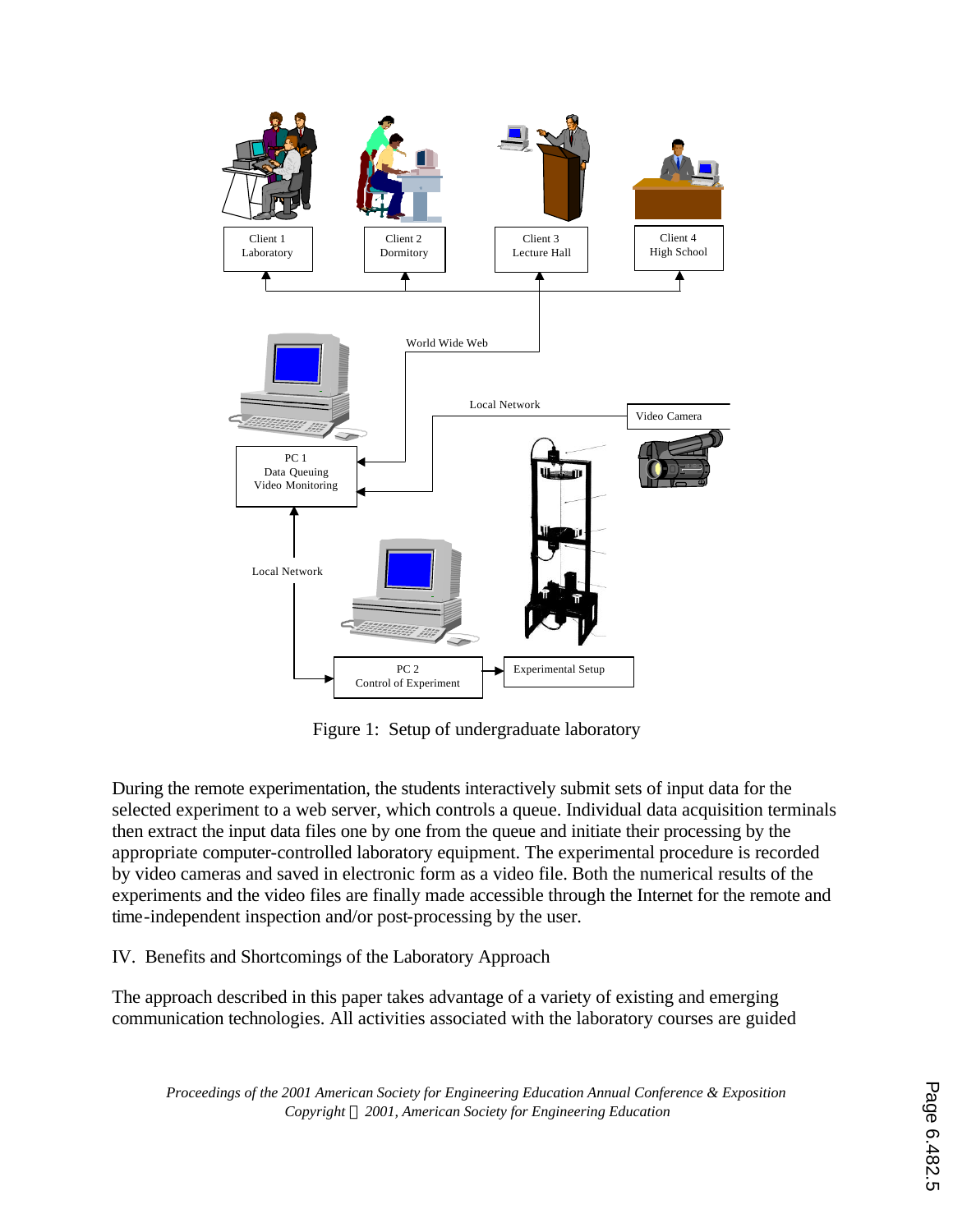Figure 1: Setup of undergraduate laboratory

During the remote experimentation, the students interactively submit sets of input data for the selected experiment to a web server, which controls a queue. Individual data acquisition terminals then extract the input data files one by one from the queue and initiate their processing by the appropriate computer-controlled laboratory equipment. The experimental procedure is recorded by video cameras and saved in electronic form as a video file. Both the numerical results of the experiments and the video files are finally made accessible through the Internet for the remote and time-independent inspection and/or post-processing by the user.

## IV. Benefits and Shortcomings of the Laboratory Approach

The approach described in this paper takes advantage of a variety of existing and emerging communication technologies. All activities associated with the laboratory courses are guided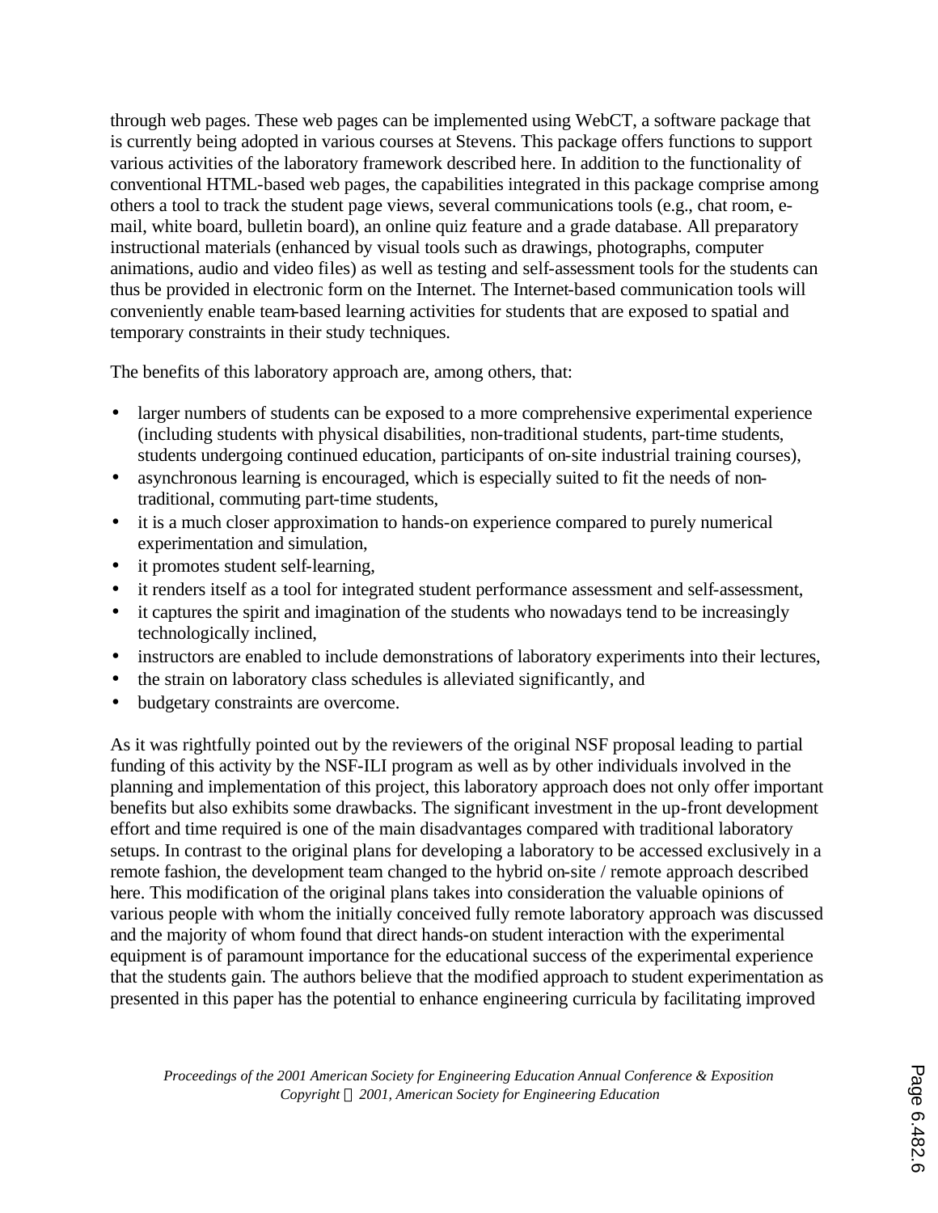through web pages. These web pages can be implemented using WebCT, a software package that is currently being adopted in various courses at Stevens. This package offers functions to support various activities of the laboratory framework described here. In addition to the functionality of conventional HTML-based web pages, the capabilities integrated in this package comprise among others a tool to track the student page views, several communications tools (e.g., chat room, e-mail, white board, bulletin board), an online quiz feature and a grade database. All preparatory instructional materials (enhanced by visual tools such as drawings, photographs, computer animations, audio and video files) as well as testing and self-assessment tools for the students can thus be provided in electronic form on the Internet. The Internet-based communication tools will conveniently enable team-based learning activities for students that are exposed to spatial and temporary constraints in their study techniques.

The benefits of this laboratory approach are, among others, that:

- larger numbers of students can be exposed to a more comprehensive experimental experience (including students with physical disabilities, non-traditional students, part-time students, students undergoing continued education, participants of on-site industrial training courses),
- asynchronous learning is encouraged, which is especially suited to fit the needs of non-traditional, commuting part-time students,
- it is a much closer approximation to hands-on experience compared to purely numerical experimentation and simulation,
- it promotes student self-learning,
- it renders itself as a tool for integrated student performance assessment and self-assessment,
- it captures the spirit and imagination of the students who nowadays tend to be increasingly technologically inclined,
- instructors are enabled to include demonstrations of laboratory experiments into their lectures,
- the strain on laboratory class schedules is alleviated significantly, and
- budgetary constraints are overcome.

As it was rightfully pointed out by the reviewers of the original NSF proposal leading to partial funding of this activity by the NSF-ILI program as well as by other individuals involved in the planning and implementation of this project, this laboratory approach does not only offer important benefits but also exhibits some drawbacks. The significant investment in the up-front development effort and time required is one of the main disadvantages compared with traditional laboratory setups. In contrast to the original plans for developing a laboratory to be accessed exclusively in a remote fashion, the development team changed to the hybrid on-site / remote approach described here. This modification of the original plans takes into consideration the valuable opinions of various people with whom the initially conceived fully remote laboratory approach was discussed and the majority of whom found that direct hands-on student interaction with the experimental equipment is of paramount importance for the educational success of the experimental experience that the students gain. The authors believe that the modified approach to student experimentation as presented in this paper has the potential to enhance engineering curricula by facilitating improved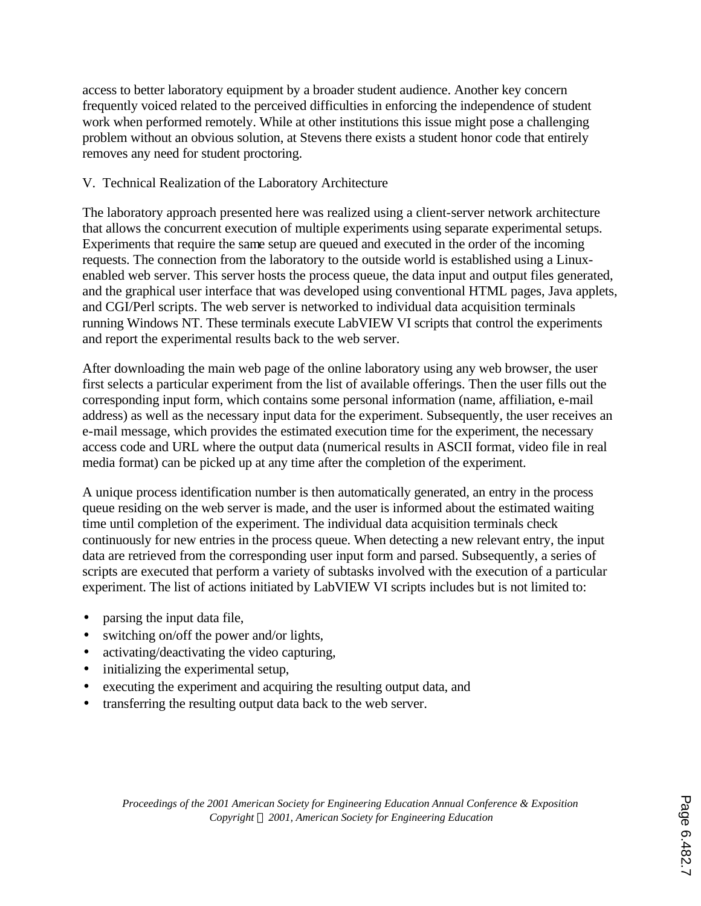access to better laboratory equipment by a broader student audience. Another key concern frequently voiced related to the perceived difficulties in enforcing the independence of student work when performed remotely. While at other institutions this issue might pose a challenging problem without an obvious solution, at Stevens there exists a student honor code that entirely removes any need for student proctoring.

## V. Technical Realization of the Laboratory Architecture

The laboratory approach presented here was realized using a client-server network architecture that allows the concurrent execution of multiple experiments using separate experimental setups. Experiments that require the same setup are queued and executed in the order of the incoming requests. The connection from the laboratory to the outside world is established using a Linux-enabled web server. This server hosts the process queue, the data input and output files generated, and the graphical user interface that was developed using conventional HTML pages, Java applets, and CGI/Perl scripts. The web server is networked to individual data acquisition terminals running Windows NT. These terminals execute LabVIEW VI scripts that control the experiments and report the experimental results back to the web server.

After downloading the main web page of the online laboratory using any web browser, the user first selects a particular experiment from the list of available offerings. Then the user fills out the corresponding input form, which contains some personal information (name, affiliation, e-mail address) as well as the necessary input data for the experiment. Subsequently, the user receives an e-mail message, which provides the estimated execution time for the experiment, the necessary access code and URL where the output data (numerical results in ASCII format, video file in real media format) can be picked up at any time after the completion of the experiment.

A unique process identification number is then automatically generated, an entry in the process queue residing on the web server is made, and the user is informed about the estimated waiting time until completion of the experiment. The individual data acquisition terminals check continuously for new entries in the process queue. When detecting a new relevant entry, the input data are retrieved from the corresponding user input form and parsed. Subsequently, a series of scripts are executed that perform a variety of subtasks involved with the execution of a particular experiment. The list of actions initiated by LabVIEW VI scripts includes but is not limited to:

- parsing the input data file,
- switching on/off the power and/or lights,
- activating/deactivating the video capturing,
- initializing the experimental setup,
- executing the experiment and acquiring the resulting output data, and
- transferring the resulting output data back to the web server.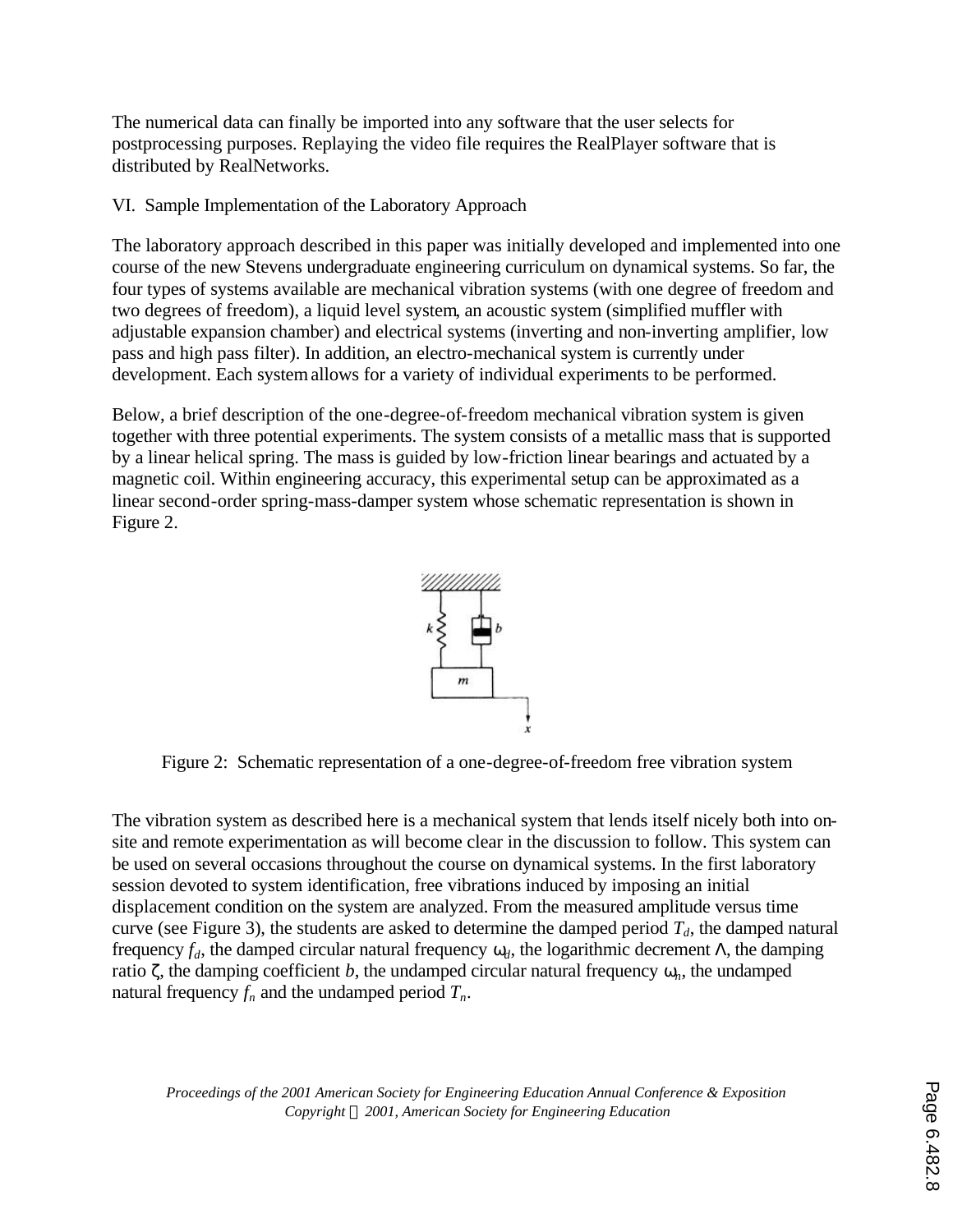The numerical data can finally be imported into any software that the user selects for postprocessing purposes. Replaying the video file requires the RealPlayer software that is distributed by RealNetworks.

## VI. Sample Implementation of the Laboratory Approach

The laboratory approach described in this paper was initially developed and implemented into one course of the new Stevens undergraduate engineering curriculum on dynamical systems. So far, the four types of systems available are mechanical vibration systems (with one degree of freedom and two degrees of freedom), a liquid level system, an acoustic system (simplified muffler with adjustable expansion chamber) and electrical systems (inverting and non-inverting amplifier, low pass and high pass filter). In addition, an electro-mechanical system is currently under development. Each system allows for a variety of individual experiments to be performed.

Below, a brief description of the one-degree-of-freedom mechanical vibration system is given together with three potential experiments. The system consists of a metallic mass that is supported by a linear helical spring. The mass is guided by low-friction linear bearings and actuated by a magnetic coil. Within engineering accuracy, this experimental setup can be approximated as a linear second-order spring-mass-damper system whose schematic representation is shown in Figure 2.

Figure 2: Schematic representation of a one-degree-of-freedom free vibration system

The vibration system as described here is a mechanical system that lends itself nicely both into on-site and remote experimentation as will become clear in the discussion to follow. This system can be used on several occasions throughout the course on dynamical systems. In the first laboratory session devoted to system identification, free vibrations induced by imposing an initial displacement condition on the system are analyzed. From the measured amplitude versus time curve (see Figure 3), the students are asked to determine the damped period $T_d$, the damped natural frequency $f_d$, the damped circular natural frequency $\omega_d$, the logarithmic decrement $\Lambda$, the damping ratio $\zeta$, the damping coefficient $b$, the undamped circular natural frequency $\omega_n$, the undamped natural frequency $f_n$ and the undamped period $T_n$.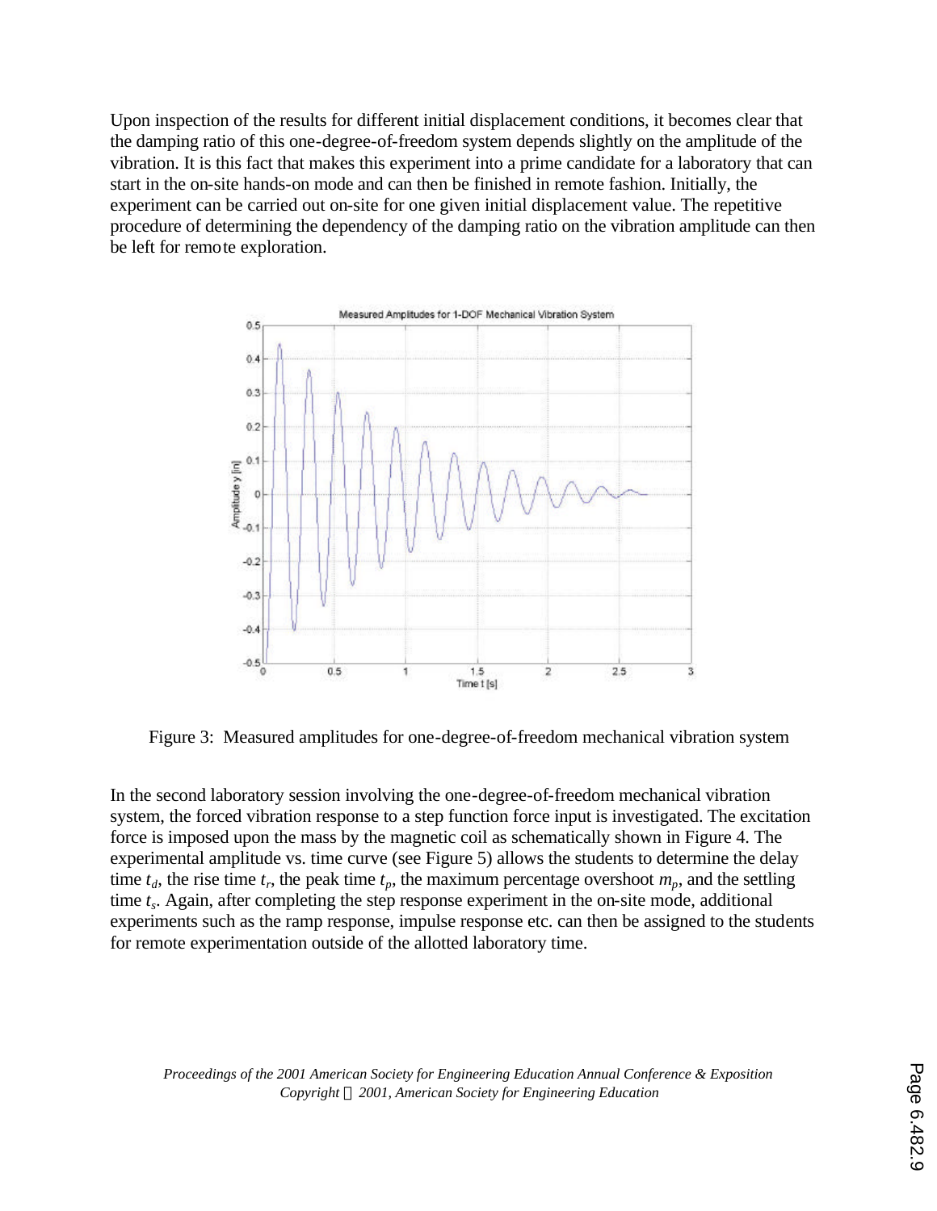Upon inspection of the results for different initial displacement conditions, it becomes clear that the damping ratio of this one-degree-of-freedom system depends slightly on the amplitude of the vibration. It is this fact that makes this experiment into a prime candidate for a laboratory that can start in the on-site hands-on mode and can then be finished in remote fashion. Initially, the experiment can be carried out on-site for one given initial displacement value. The repetitive procedure of determining the dependency of the damping ratio on the vibration amplitude can then be left for remote exploration.

Figure 3: Measured amplitudes for one-degree-of-freedom mechanical vibration system

In the second laboratory session involving the one-degree-of-freedom mechanical vibration system, the forced vibration response to a step function force input is investigated. The excitation force is imposed upon the mass by the magnetic coil as schematically shown in Figure 4. The experimental amplitude vs. time curve (see Figure 5) allows the students to determine the delay time $t_d$, the rise time $t_r$, the peak time $t_p$, the maximum percentage overshoot $m_p$, and the settling time $t_s$. Again, after completing the step response experiment in the on-site mode, additional experiments such as the ramp response, impulse response etc. can then be assigned to the students for remote experimentation outside of the allotted laboratory time.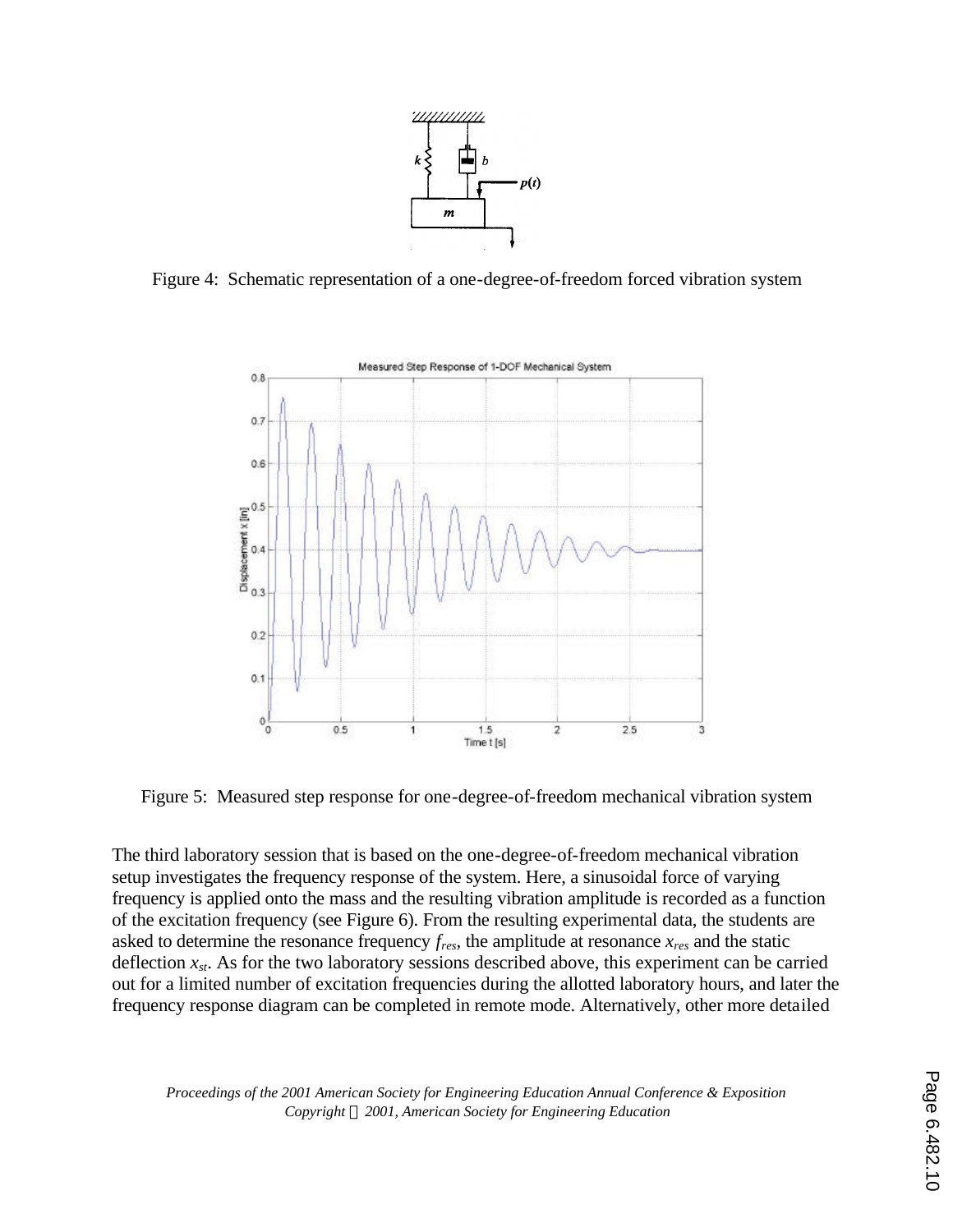Figure 4: Schematic representation of a one-degree-of-freedom forced vibration system

Figure 5: Measured step response for one-degree-of-freedom mechanical vibration system

The third laboratory session that is based on the one-degree-of-freedom mechanical vibration setup investigates the frequency response of the system. Here, a sinusoidal force of varying frequency is applied onto the mass and the resulting vibration amplitude is recorded as a function of the excitation frequency (see Figure 6). From the resulting experimental data, the students are asked to determine the resonance frequency $f_{res}$, the amplitude at resonance $x_{res}$ and the static deflection $x_{st}$. As for the two laboratory sessions described above, this experiment can be carried out for a limited number of excitation frequencies during the allotted laboratory hours, and later the frequency response diagram can be completed in remote mode. Alternatively, other more detailed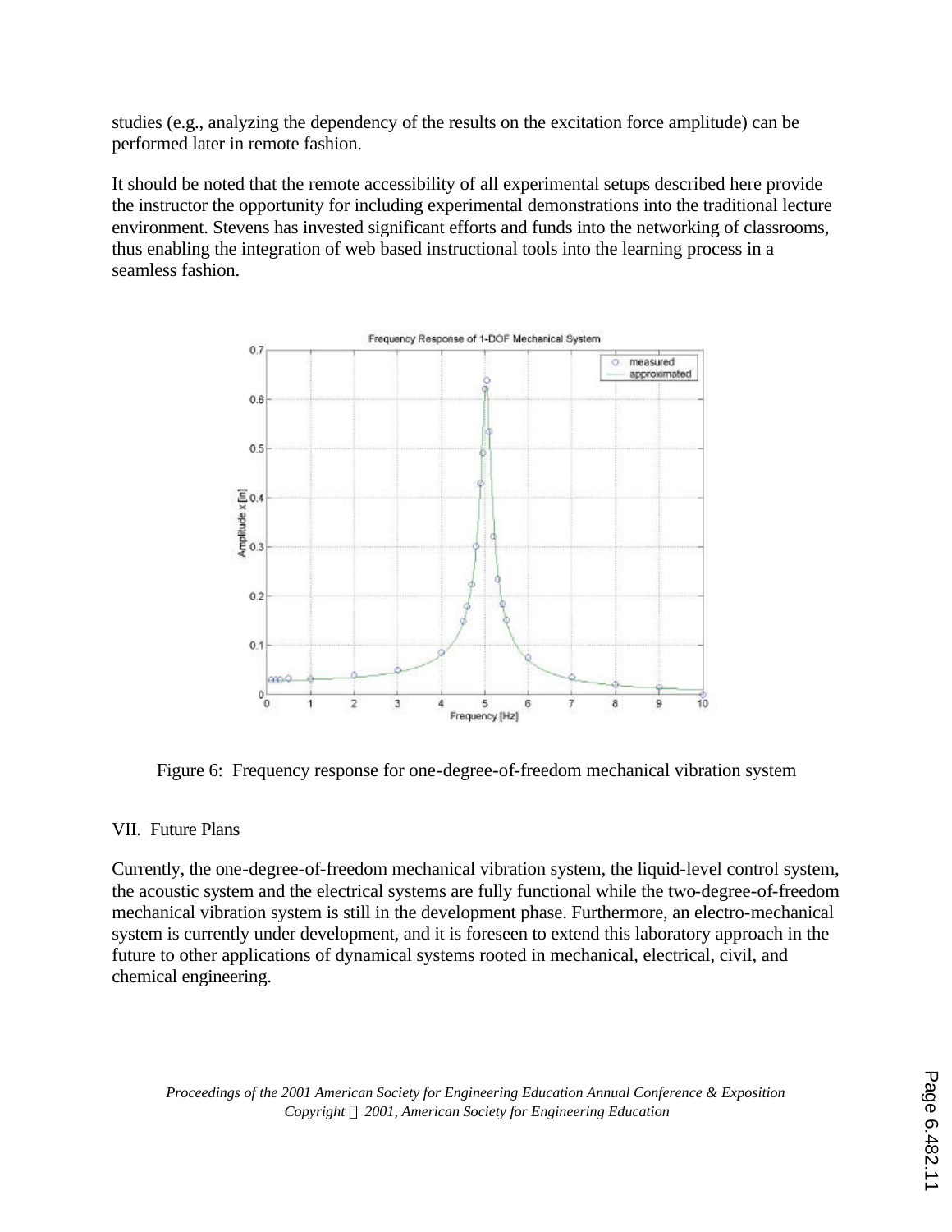studies (e.g., analyzing the dependency of the results on the excitation force amplitude) can be performed later in remote fashion.

It should be noted that the remote accessibility of all experimental setups described here provide the instructor the opportunity for including experimental demonstrations into the traditional lecture environment. Stevens has invested significant efforts and funds into the networking of classrooms, thus enabling the integration of web based instructional tools into the learning process in a seamless fashion.

Figure 6: Frequency response for one-degree-of-freedom mechanical vibration system

## VII. Future Plans

Currently, the one-degree-of-freedom mechanical vibration system, the liquid-level control system, the acoustic system and the electrical systems are fully functional while the two-degree-of-freedom mechanical vibration system is still in the development phase. Furthermore, an electro-mechanical system is currently under development, and it is foreseen to extend this laboratory approach in the future to other applications of dynamical systems rooted in mechanical, electrical, civil, and chemical engineering.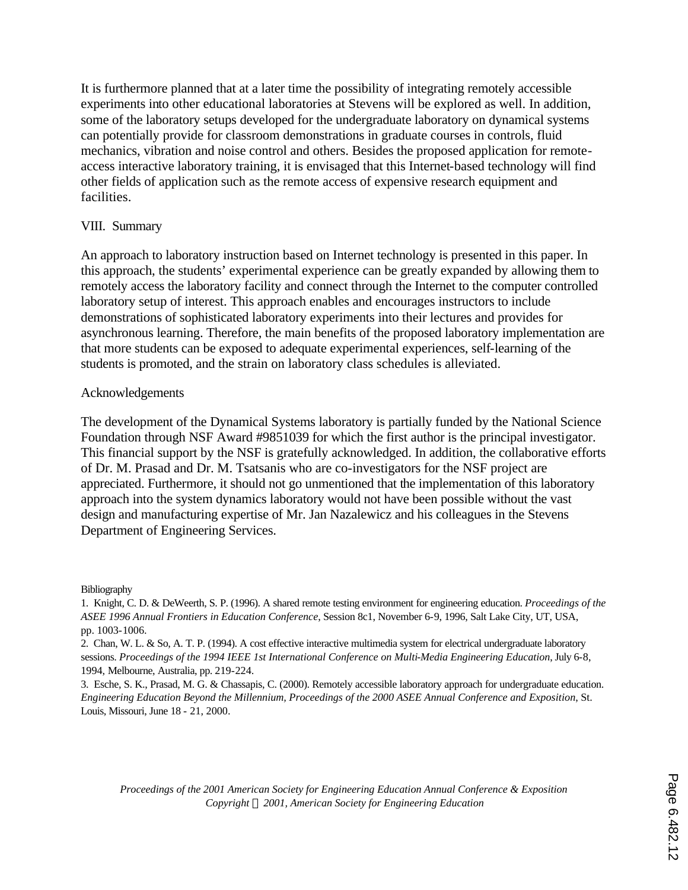It is furthermore planned that at a later time the possibility of integrating remotely accessible experiments into other educational laboratories at Stevens will be explored as well. In addition, some of the laboratory setups developed for the undergraduate laboratory on dynamical systems can potentially provide for classroom demonstrations in graduate courses in controls, fluid mechanics, vibration and noise control and others. Besides the proposed application for remote-access interactive laboratory training, it is envisaged that this Internet-based technology will find other fields of application such as the remote access of expensive research equipment and facilities.

## VIII. Summary

An approach to laboratory instruction based on Internet technology is presented in this paper. In this approach, the students' experimental experience can be greatly expanded by allowing them to remotely access the laboratory facility and connect through the Internet to the computer controlled laboratory setup of interest. This approach enables and encourages instructors to include demonstrations of sophisticated laboratory experiments into their lectures and provides for asynchronous learning. Therefore, the main benefits of the proposed laboratory implementation are that more students can be exposed to adequate experimental experiences, self-learning of the students is promoted, and the strain on laboratory class schedules is alleviated.

## Acknowledgements

The development of the Dynamical Systems laboratory is partially funded by the National Science Foundation through NSF Award #9851039 for which the first author is the principal investigator. This financial support by the NSF is gratefully acknowledged. In addition, the collaborative efforts of Dr. M. Prasad and Dr. M. Tsatsanis who are co-investigators for the NSF project are appreciated. Furthermore, it should not go unmentioned that the implementation of this laboratory approach into the system dynamics laboratory would not have been possible without the vast design and manufacturing expertise of Mr. Jan Nazalewicz and his colleagues in the Stevens Department of Engineering Services.

## Bibliography

1. Knight, C. D. & DeWeerth, S. P. (1996). A shared remote testing environment for engineering education. *Proceedings of the ASEE 1996 Annual Frontiers in Education Conference*, Session 8c1, November 6-9, 1996, Salt Lake City, UT, USA, pp. 1003-1006.
2. Chan, W. L. & So, A. T. P. (1994). A cost effective interactive multimedia system for electrical undergraduate laboratory sessions. *Proceedings of the 1994 IEEE 1st International Conference on Multi-Media Engineering Education*, July 6-8, 1994, Melbourne, Australia, pp. 219-224.
3. Esche, S. K., Prasad, M. G. & Chassapis, C. (2000). Remotely accessible laboratory approach for undergraduate education. *Engineering Education Beyond the Millennium, Proceedings of the 2000 ASEE Annual Conference and Exposition*, St. Louis, Missouri, June 18 - 21, 2000.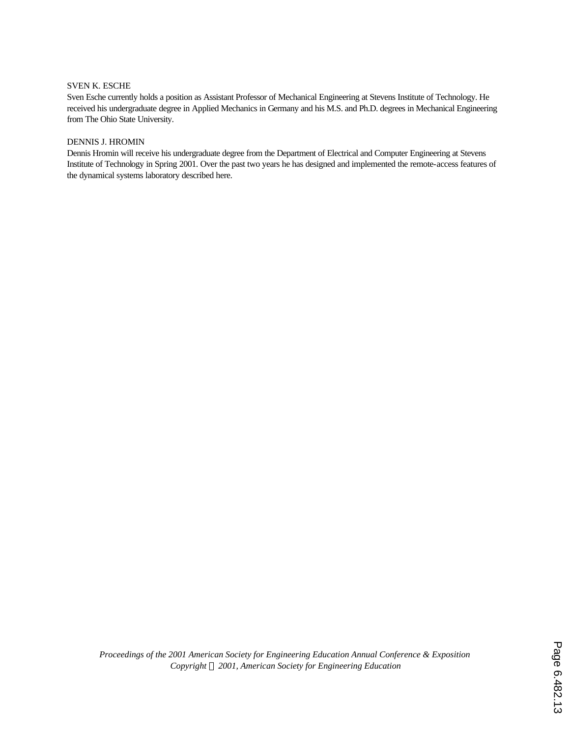SVEN K. ESCHE

Sven Esche currently holds a position as Assistant Professor of Mechanical Engineering at Stevens Institute of Technology. He received his undergraduate degree in Applied Mechanics in Germany and his M.S. and Ph.D. degrees in Mechanical Engineering from The Ohio State University.

DENNIS J. HROMIN

Dennis Hromin will receive his undergraduate degree from the Department of Electrical and Computer Engineering at Stevens Institute of Technology in Spring 2001. Over the past two years he has designed and implemented the remote-access features of the dynamical systems laboratory described here.